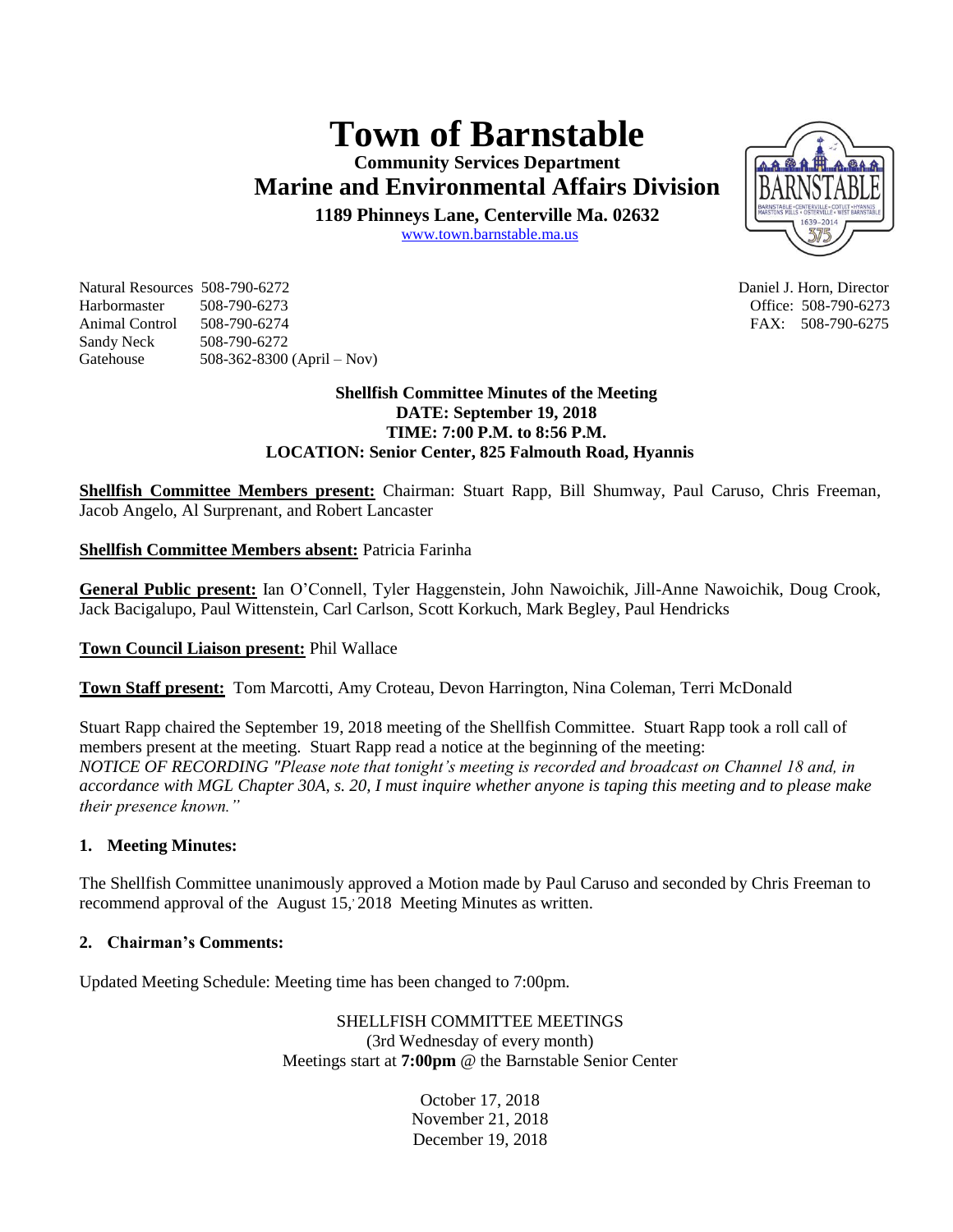# Town of Barnstable

**Community Services Department**

## Marine and Environmental Affairs Division

**1189 Phinneys Lane, Centerville Ma. 02632**

www.town.barnstable.ma.us

| | | |
|---|---|---|
| Natural Resources | 508-790-6272 | Daniel J. Horn, Director |
| Harbormaster | 508-790-6273 | Office: 508-790-6273 |
| Animal Control | 508-790-6274 | FAX: 508-790-6275 |
| Sandy Neck | 508-790-6272 | |
| Gatehouse | 508-362-8300 (April – Nov) | |

**Shellfish Committee Minutes of the Meeting**
**DATE: September 19, 2018**
**TIME: 7:00 P.M. to 8:56 P.M.**
**LOCATION: Senior Center, 825 Falmouth Road, Hyannis**

**Shellfish Committee Members present:** Chairman: Stuart Rapp, Bill Shumway, Paul Caruso, Chris Freeman, Jacob Angelo, Al Surprenant, and Robert Lancaster

**Shellfish Committee Members absent:** Patricia Farinha

**General Public present:** Ian O'Connell, Tyler Haggenstein, John Nawoichik, Jill-Anne Nawoichik, Doug Crook, Jack Bacigalupo, Paul Wittenstein, Carl Carlson, Scott Korkuch, Mark Begley, Paul Hendricks

**Town Council Liaison present:** Phil Wallace

**Town Staff present:** Tom Marcotti, Amy Croteau, Devon Harrington, Nina Coleman, Terri McDonald

Stuart Rapp chaired the September 19, 2018 meeting of the Shellfish Committee. Stuart Rapp took a roll call of members present at the meeting. Stuart Rapp read a notice at the beginning of the meeting:
*NOTICE OF RECORDING "Please note that tonight's meeting is recorded and broadcast on Channel 18 and, in accordance with MGL Chapter 30A, s. 20, I must inquire whether anyone is taping this meeting and to please make their presence known."*

### 1. Meeting Minutes:

The Shellfish Committee unanimously approved a Motion made by Paul Caruso and seconded by Chris Freeman to recommend approval of the August 15, 2018 Meeting Minutes as written.

### 2. Chairman's Comments:

Updated Meeting Schedule: Meeting time has been changed to 7:00pm.

SHELLFISH COMMITTEE MEETINGS
(3rd Wednesday of every month)
Meetings start at **7:00pm** @ the Barnstable Senior Center

October 17, 2018
November 21, 2018
December 19, 2018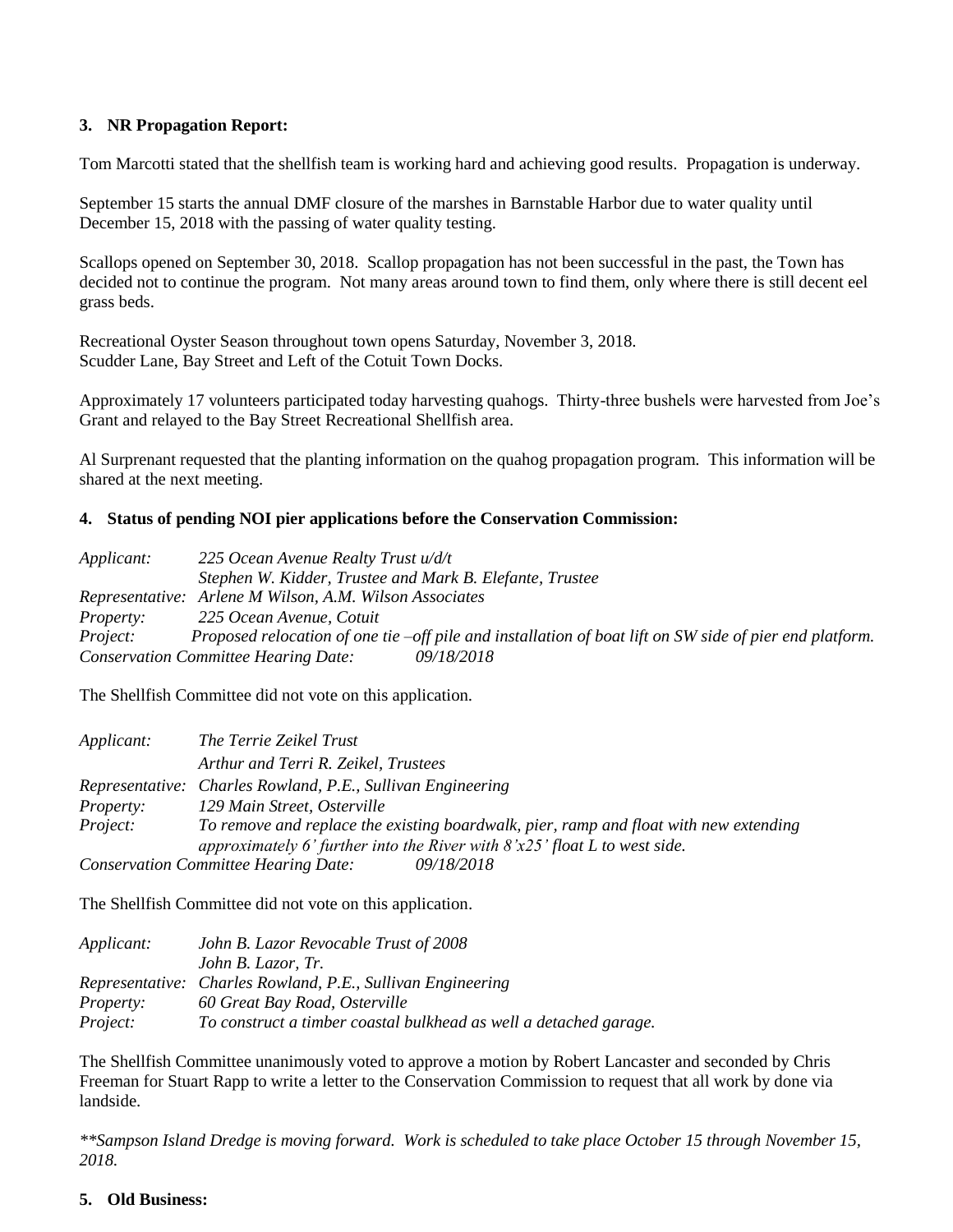**3. NR Propagation Report:**

Tom Marcotti stated that the shellfish team is working hard and achieving good results. Propagation is underway.

September 15 starts the annual DMF closure of the marshes in Barnstable Harbor due to water quality until December 15, 2018 with the passing of water quality testing.

Scallops opened on September 30, 2018. Scallop propagation has not been successful in the past, the Town has decided not to continue the program. Not many areas around town to find them, only where there is still decent eel grass beds.

Recreational Oyster Season throughout town opens Saturday, November 3, 2018.
Scudder Lane, Bay Street and Left of the Cotuit Town Docks.

Approximately 17 volunteers participated today harvesting quahogs. Thirty-three bushels were harvested from Joe's Grant and relayed to the Bay Street Recreational Shellfish area.

Al Surprenant requested that the planting information on the quahog propagation program. This information will be shared at the next meeting.

**4. Status of pending NOI pier applications before the Conservation Commission:**

*Applicant:* *225 Ocean Avenue Realty Trust u/d/t*
*Stephen W. Kidder, Trustee and Mark B. Elefante, Trustee*
*Representative:* *Arlene M Wilson, A.M. Wilson Associates*
*Property:* *225 Ocean Avenue, Cotuit*
*Project:* *Proposed relocation of one tie –off pile and installation of boat lift on SW side of pier end platform.*
*Conservation Committee Hearing Date:* *09/18/2018*

The Shellfish Committee did not vote on this application.

*Applicant:* *The Terrie Zeikel Trust*
*Arthur and Terri R. Zeikel, Trustees*
*Representative:* *Charles Rowland, P.E., Sullivan Engineering*
*Property:* *129 Main Street, Osterville*
*Project:* *To remove and replace the existing boardwalk, pier, ramp and float with new extending approximately 6' further into the River with 8'x25' float L to west side.*
*Conservation Committee Hearing Date:* *09/18/2018*

The Shellfish Committee did not vote on this application.

*Applicant:* *John B. Lazor Revocable Trust of 2008*
*John B. Lazor, Tr.*
*Representative:* *Charles Rowland, P.E., Sullivan Engineering*
*Property:* *60 Great Bay Road, Osterville*
*Project:* *To construct a timber coastal bulkhead as well a detached garage.*

The Shellfish Committee unanimously voted to approve a motion by Robert Lancaster and seconded by Chris Freeman for Stuart Rapp to write a letter to the Conservation Commission to request that all work by done via landside.

*\*\*Sampson Island Dredge is moving forward. Work is scheduled to take place October 15 through November 15, 2018.*

**5. Old Business:**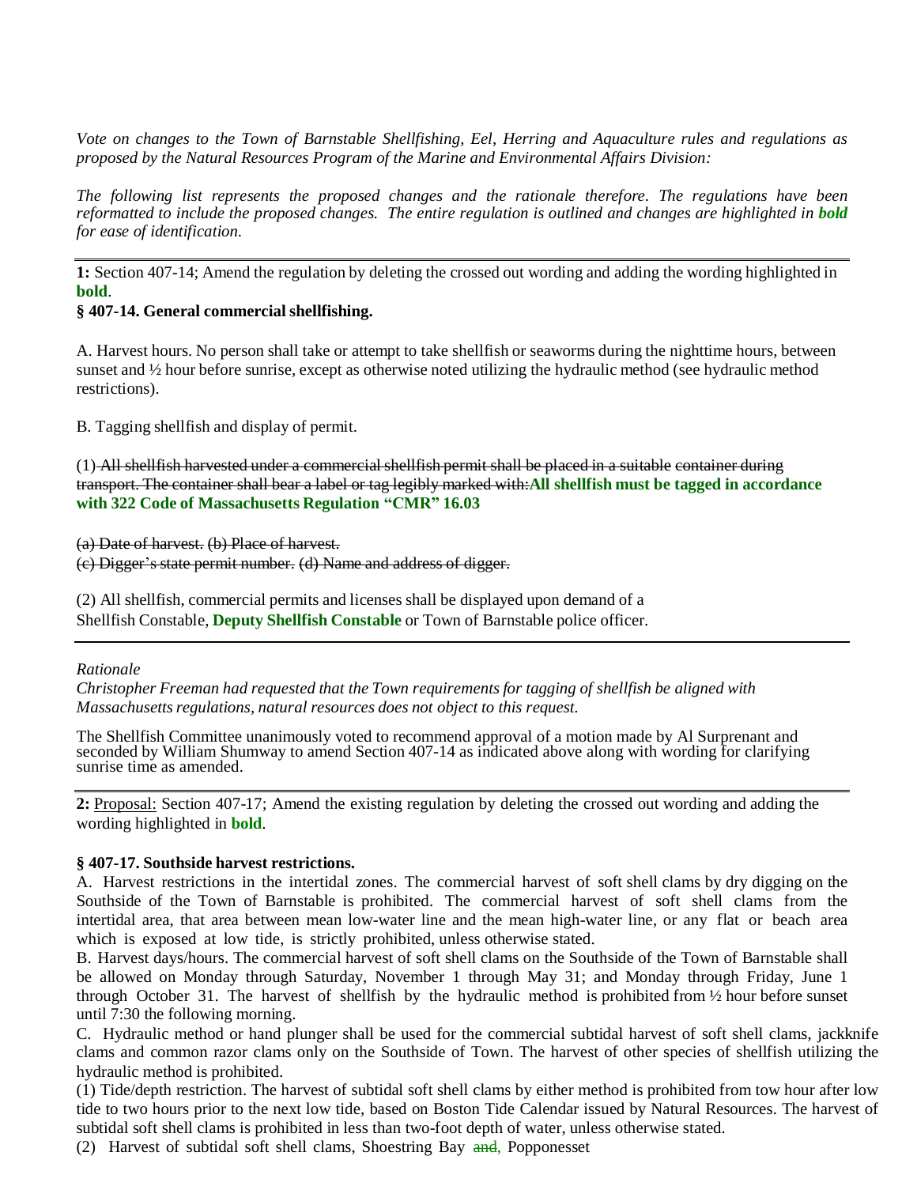*Vote on changes to the Town of Barnstable Shellfishing, Eel, Herring and Aquaculture rules and regulations as proposed by the Natural Resources Program of the Marine and Environmental Affairs Division:*

*The following list represents the proposed changes and the rationale therefore. The regulations have been reformatted to include the proposed changes. The entire regulation is outlined and changes are highlighted in **bold** for ease of identification.*

---

**1:** Section 407-14; Amend the regulation by deleting the crossed out wording and adding the wording highlighted in **bold**.

**§ 407-14. General commercial shellfishing.**

A. Harvest hours. No person shall take or attempt to take shellfish or seaworms during the nighttime hours, between sunset and ½ hour before sunrise, except as otherwise noted utilizing the hydraulic method (see hydraulic method restrictions).

B. Tagging shellfish and display of permit.

(1) ~~All shellfish harvested under a commercial shellfish permit shall be placed in a suitable container during transport. The container shall bear a label or tag legibly marked with:~~**All shellfish must be tagged in accordance with 322 Code of Massachusetts Regulation "CMR" 16.03**

~~(a) Date of harvest. (b) Place of harvest.~~
~~(c) Digger's state permit number. (d) Name and address of digger.~~

(2) All shellfish, commercial permits and licenses shall be displayed upon demand of a Shellfish Constable, **Deputy Shellfish Constable** or Town of Barnstable police officer.

---

*Rationale*
*Christopher Freeman had requested that the Town requirements for tagging of shellfish be aligned with Massachusetts regulations, natural resources does not object to this request.*

The Shellfish Committee unanimously voted to recommend approval of a motion made by Al Surprenant and seconded by William Shumway to amend Section 407-14 as indicated above along with wording for clarifying sunrise time as amended.

---

**2:** Proposal: Section 407-17; Amend the existing regulation by deleting the crossed out wording and adding the wording highlighted in **bold**.

**§ 407-17. Southside harvest restrictions.**

A. Harvest restrictions in the intertidal zones. The commercial harvest of soft shell clams by dry digging on the Southside of the Town of Barnstable is prohibited. The commercial harvest of soft shell clams from the intertidal area, that area between mean low-water line and the mean high-water line, or any flat or beach area which is exposed at low tide, is strictly prohibited, unless otherwise stated.

B. Harvest days/hours. The commercial harvest of soft shell clams on the Southside of the Town of Barnstable shall be allowed on Monday through Saturday, November 1 through May 31; and Monday through Friday, June 1 through October 31. The harvest of shellfish by the hydraulic method is prohibited from ½ hour before sunset until 7:30 the following morning.

C. Hydraulic method or hand plunger shall be used for the commercial subtidal harvest of soft shell clams, jackknife clams and common razor clams only on the Southside of Town. The harvest of other species of shellfish utilizing the hydraulic method is prohibited.

(1) Tide/depth restriction. The harvest of subtidal soft shell clams by either method is prohibited from tow hour after low tide to two hours prior to the next low tide, based on Boston Tide Calendar issued by Natural Resources. The harvest of subtidal soft shell clams is prohibited in less than two-foot depth of water, unless otherwise stated.

(2) Harvest of subtidal soft shell clams, Shoestring Bay ~~and~~**,** Popponesset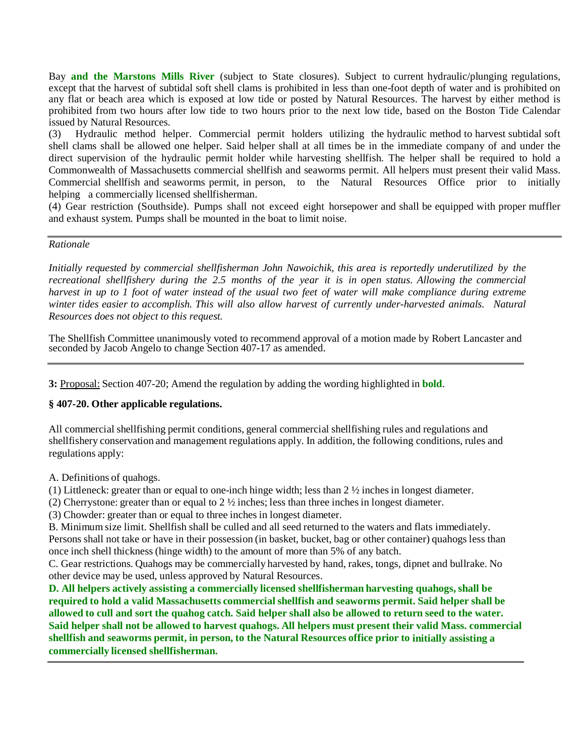Bay **and the Marstons Mills River** (subject to State closures). Subject to current hydraulic/plunging regulations, except that the harvest of subtidal soft shell clams is prohibited in less than one-foot depth of water and is prohibited on any flat or beach area which is exposed at low tide or posted by Natural Resources. The harvest by either method is prohibited from two hours after low tide to two hours prior to the next low tide, based on the Boston Tide Calendar issued by Natural Resources.

(3) Hydraulic method helper. Commercial permit holders utilizing the hydraulic method to harvest subtidal soft shell clams shall be allowed one helper. Said helper shall at all times be in the immediate company of and under the direct supervision of the hydraulic permit holder while harvesting shellfish. The helper shall be required to hold a Commonwealth of Massachusetts commercial shellfish and seaworms permit. All helpers must present their valid Mass. Commercial shellfish and seaworms permit, in person, to the Natural Resources Office prior to initially helping a commercially licensed shellfisherman.

(4) Gear restriction (Southside). Pumps shall not exceed eight horsepower and shall be equipped with proper muffler and exhaust system. Pumps shall be mounted in the boat to limit noise.

---

*Rationale*

*Initially requested by commercial shellfisherman John Nawoichik, this area is reportedly underutilized by the recreational shellfishery during the 2.5 months of the year it is in open status. Allowing the commercial harvest in up to 1 foot of water instead of the usual two feet of water will make compliance during extreme winter tides easier to accomplish. This will also allow harvest of currently under-harvested animals. Natural Resources does not object to this request.*

The Shellfish Committee unanimously voted to recommend approval of a motion made by Robert Lancaster and seconded by Jacob Angelo to change Section 407-17 as amended.

---

**3:** Proposal: Section 407-20; Amend the regulation by adding the wording highlighted in **bold**.

**§ 407-20. Other applicable regulations.**

All commercial shellfishing permit conditions, general commercial shellfishing rules and regulations and shellfishery conservation and management regulations apply. In addition, the following conditions, rules and regulations apply:

A. Definitions of quahogs.
(1) Littleneck: greater than or equal to one-inch hinge width; less than 2 ½ inches in longest diameter.
(2) Cherrystone: greater than or equal to 2 ½ inches; less than three inches in longest diameter.
(3) Chowder: greater than or equal to three inches in longest diameter.

B. Minimum size limit. Shellfish shall be culled and all seed returned to the waters and flats immediately. Persons shall not take or have in their possession (in basket, bucket, bag or other container) quahogs less than once inch shell thickness (hinge width) to the amount of more than 5% of any batch.

C. Gear restrictions. Quahogs may be commercially harvested by hand, rakes, tongs, dipnet and bullrake. No other device may be used, unless approved by Natural Resources.

**D. All helpers actively assisting a commercially licensed shellfisherman harvesting quahogs, shall be required to hold a valid Massachusetts commercial shellfish and seaworms permit. Said helper shall be allowed to cull and sort the quahog catch. Said helper shall also be allowed to return seed to the water. Said helper shall not be allowed to harvest quahogs. All helpers must present their valid Mass. commercial shellfish and seaworms permit, in person, to the Natural Resources office prior to initially assisting a commercially licensed shellfisherman.**

---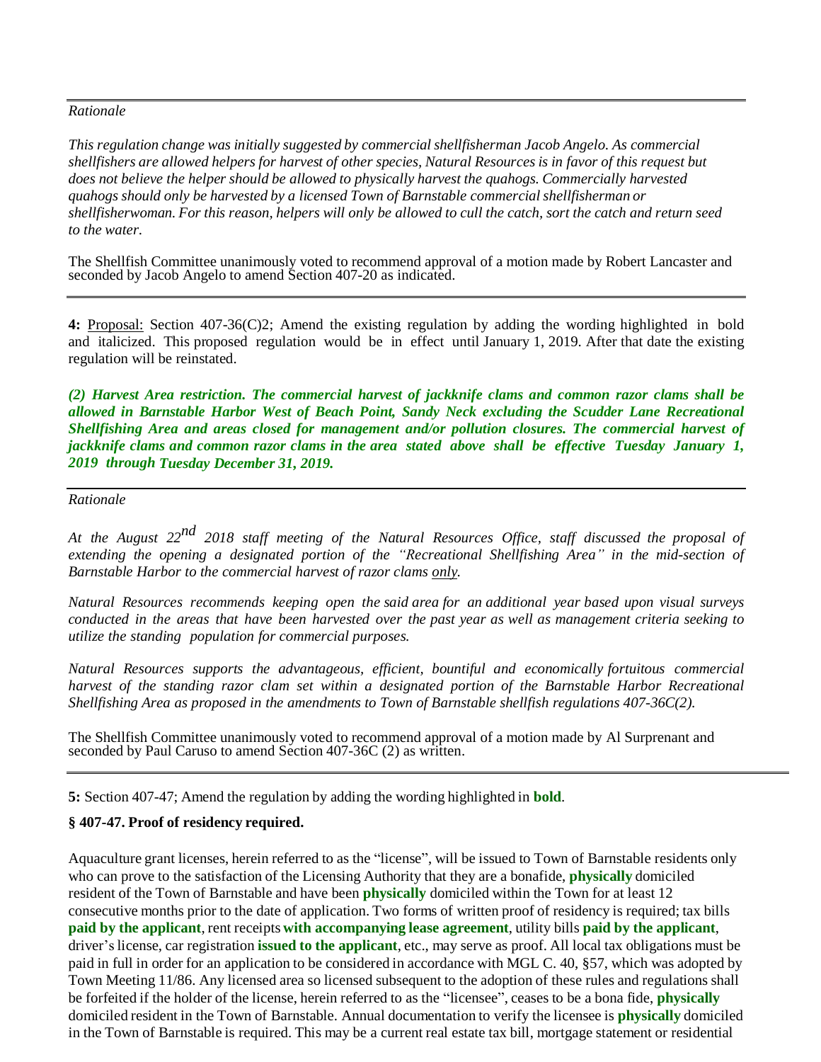---

*Rationale*

*This regulation change was initially suggested by commercial shellfisherman Jacob Angelo. As commercial shellfishers are allowed helpers for harvest of other species, Natural Resources is in favor of this request but does not believe the helper should be allowed to physically harvest the quahogs. Commercially harvested quahogs should only be harvested by a licensed Town of Barnstable commercial shellfisherman or shellfisherwoman. For this reason, helpers will only be allowed to cull the catch, sort the catch and return seed to the water.*

The Shellfish Committee unanimously voted to recommend approval of a motion made by Robert Lancaster and seconded by Jacob Angelo to amend Section 407-20 as indicated.

---

**4:** Proposal: Section 407-36(C)2; Amend the existing regulation by adding the wording highlighted in bold and italicized. This proposed regulation would be in effect until January 1, 2019. After that date the existing regulation will be reinstated.

***(2) Harvest Area restriction. The commercial harvest of jackknife clams and common razor clams shall be allowed in Barnstable Harbor West of Beach Point, Sandy Neck excluding the Scudder Lane Recreational Shellfishing Area and areas closed for management and/or pollution closures. The commercial harvest of jackknife clams and common razor clams in the area stated above shall be effective Tuesday January 1, 2019 through Tuesday December 31, 2019.***

---

*Rationale*

*At the August 22nd 2018 staff meeting of the Natural Resources Office, staff discussed the proposal of extending the opening a designated portion of the "Recreational Shellfishing Area" in the mid-section of Barnstable Harbor to the commercial harvest of razor clams only.*

*Natural Resources recommends keeping open the said area for an additional year based upon visual surveys conducted in the areas that have been harvested over the past year as well as management criteria seeking to utilize the standing population for commercial purposes.*

*Natural Resources supports the advantageous, efficient, bountiful and economically fortuitous commercial harvest of the standing razor clam set within a designated portion of the Barnstable Harbor Recreational Shellfishing Area as proposed in the amendments to Town of Barnstable shellfish regulations 407-36C(2).*

The Shellfish Committee unanimously voted to recommend approval of a motion made by Al Surprenant and seconded by Paul Caruso to amend Section 407-36C (2) as written.

---

**5:** Section 407-47; Amend the regulation by adding the wording highlighted in **bold**.

**§ 407-47. Proof of residency required.**

Aquaculture grant licenses, herein referred to as the "license", will be issued to Town of Barnstable residents only who can prove to the satisfaction of the Licensing Authority that they are a bonafide, **physically** domiciled resident of the Town of Barnstable and have been **physically** domiciled within the Town for at least 12 consecutive months prior to the date of application. Two forms of written proof of residency is required; tax bills **paid by the applicant**, rent receipts **with accompanying lease agreement**, utility bills **paid by the applicant**, driver's license, car registration **issued to the applicant**, etc., may serve as proof. All local tax obligations must be paid in full in order for an application to be considered in accordance with MGL C. 40, §57, which was adopted by Town Meeting 11/86. Any licensed area so licensed subsequent to the adoption of these rules and regulations shall be forfeited if the holder of the license, herein referred to as the "licensee", ceases to be a bona fide, **physically** domiciled resident in the Town of Barnstable. Annual documentation to verify the licensee is **physically** domiciled in the Town of Barnstable is required. This may be a current real estate tax bill, mortgage statement or residential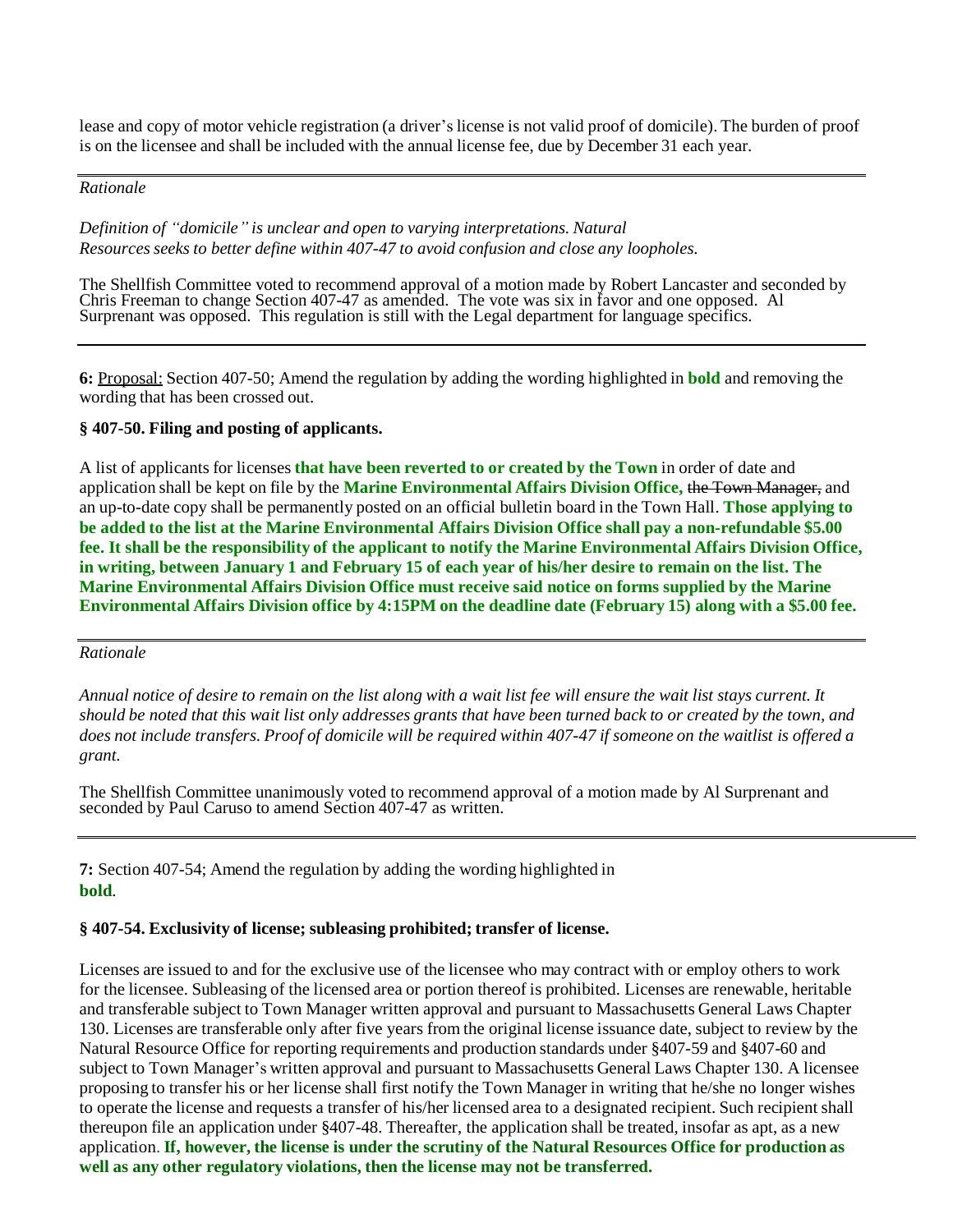lease and copy of motor vehicle registration (a driver's license is not valid proof of domicile). The burden of proof is on the licensee and shall be included with the annual license fee, due by December 31 each year.

---

*Rationale*

*Definition of "domicile" is unclear and open to varying interpretations. Natural Resources seeks to better define within 407-47 to avoid confusion and close any loopholes.*

The Shellfish Committee voted to recommend approval of a motion made by Robert Lancaster and seconded by Chris Freeman to change Section 407-47 as amended. The vote was six in favor and one opposed. Al Surprenant was opposed. This regulation is still with the Legal department for language specifics.

---

**6:** Proposal: Section 407-50; Amend the regulation by adding the wording highlighted in **bold** and removing the wording that has been crossed out.

**§ 407-50. Filing and posting of applicants.**

A list of applicants for licenses **that have been reverted to or created by the Town** in order of date and application shall be kept on file by the **Marine Environmental Affairs Division Office,** ~~the Town Manager,~~ and an up-to-date copy shall be permanently posted on an official bulletin board in the Town Hall. **Those applying to be added to the list at the Marine Environmental Affairs Division Office shall pay a non-refundable $5.00 fee. It shall be the responsibility of the applicant to notify the Marine Environmental Affairs Division Office, in writing, between January 1 and February 15 of each year of his/her desire to remain on the list. The Marine Environmental Affairs Division Office must receive said notice on forms supplied by the Marine Environmental Affairs Division office by 4:15PM on the deadline date (February 15) along with a $5.00 fee.**

---

*Rationale*

*Annual notice of desire to remain on the list along with a wait list fee will ensure the wait list stays current. It should be noted that this wait list only addresses grants that have been turned back to or created by the town, and does not include transfers. Proof of domicile will be required within 407-47 if someone on the waitlist is offered a grant.*

The Shellfish Committee unanimously voted to recommend approval of a motion made by Al Surprenant and seconded by Paul Caruso to amend Section 407-47 as written.

---

**7:** Section 407-54; Amend the regulation by adding the wording highlighted in **bold**.

**§ 407-54. Exclusivity of license; subleasing prohibited; transfer of license.**

Licenses are issued to and for the exclusive use of the licensee who may contract with or employ others to work for the licensee. Subleasing of the licensed area or portion thereof is prohibited. Licenses are renewable, heritable and transferable subject to Town Manager written approval and pursuant to Massachusetts General Laws Chapter 130. Licenses are transferable only after five years from the original license issuance date, subject to review by the Natural Resource Office for reporting requirements and production standards under §407-59 and §407-60 and subject to Town Manager's written approval and pursuant to Massachusetts General Laws Chapter 130. A licensee proposing to transfer his or her license shall first notify the Town Manager in writing that he/she no longer wishes to operate the license and requests a transfer of his/her licensed area to a designated recipient. Such recipient shall thereupon file an application under §407-48. Thereafter, the application shall be treated, insofar as apt, as a new application. **If, however, the license is under the scrutiny of the Natural Resources Office for production as well as any other regulatory violations, then the license may not be transferred.**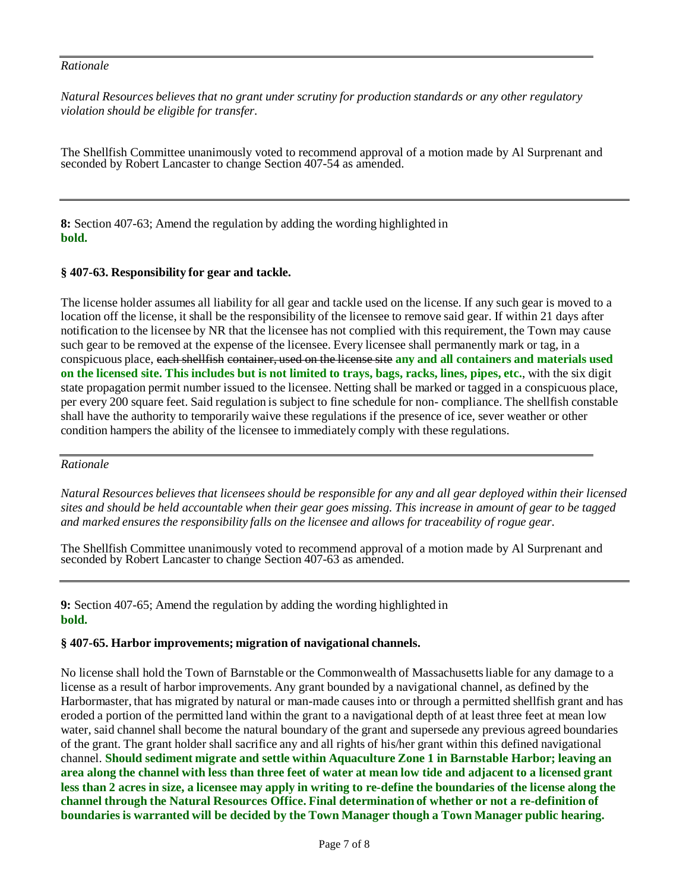*Rationale*

*Natural Resources believes that no grant under scrutiny for production standards or any other regulatory violation should be eligible for transfer.*

The Shellfish Committee unanimously voted to recommend approval of a motion made by Al Surprenant and seconded by Robert Lancaster to change Section 407-54 as amended.

---

**8:** Section 407-63; Amend the regulation by adding the wording highlighted in **bold.**

**§ 407-63. Responsibility for gear and tackle.**

The license holder assumes all liability for all gear and tackle used on the license. If any such gear is moved to a location off the license, it shall be the responsibility of the licensee to remove said gear. If within 21 days after notification to the licensee by NR that the licensee has not complied with this requirement, the Town may cause such gear to be removed at the expense of the licensee. Every licensee shall permanently mark or tag, in a conspicuous place, ~~each shellfish container, used on the license site~~ **any and all containers and materials used on the licensed site. This includes but is not limited to trays, bags, racks, lines, pipes, etc.**, with the six digit state propagation permit number issued to the licensee. Netting shall be marked or tagged in a conspicuous place, per every 200 square feet. Said regulation is subject to fine schedule for non- compliance. The shellfish constable shall have the authority to temporarily waive these regulations if the presence of ice, sever weather or other condition hampers the ability of the licensee to immediately comply with these regulations.

*Rationale*

*Natural Resources believes that licensees should be responsible for any and all gear deployed within their licensed sites and should be held accountable when their gear goes missing. This increase in amount of gear to be tagged and marked ensures the responsibility falls on the licensee and allows for traceability of rogue gear.*

The Shellfish Committee unanimously voted to recommend approval of a motion made by Al Surprenant and seconded by Robert Lancaster to change Section 407-63 as amended.

---

**9:** Section 407-65; Amend the regulation by adding the wording highlighted in **bold.**

**§ 407-65. Harbor improvements; migration of navigational channels.**

No license shall hold the Town of Barnstable or the Commonwealth of Massachusetts liable for any damage to a license as a result of harbor improvements. Any grant bounded by a navigational channel, as defined by the Harbormaster, that has migrated by natural or man-made causes into or through a permitted shellfish grant and has eroded a portion of the permitted land within the grant to a navigational depth of at least three feet at mean low water, said channel shall become the natural boundary of the grant and supersede any previous agreed boundaries of the grant. The grant holder shall sacrifice any and all rights of his/her grant within this defined navigational channel. **Should sediment migrate and settle within Aquaculture Zone 1 in Barnstable Harbor; leaving an area along the channel with less than three feet of water at mean low tide and adjacent to a licensed grant less than 2 acres in size, a licensee may apply in writing to re-define the boundaries of the license along the channel through the Natural Resources Office. Final determination of whether or not a re-definition of boundaries is warranted will be decided by the Town Manager though a Town Manager public hearing.**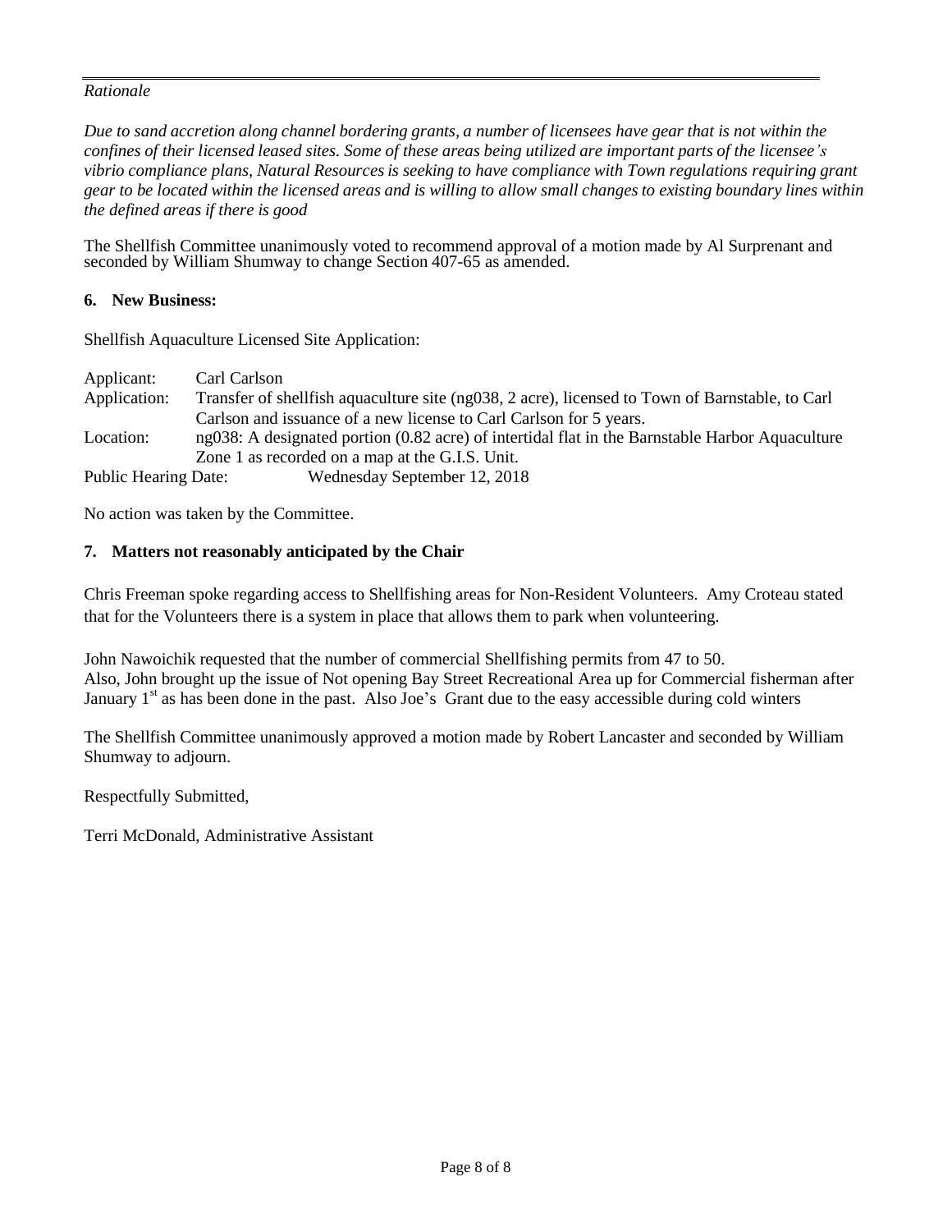*Rationale*

*Due to sand accretion along channel bordering grants, a number of licensees have gear that is not within the confines of their licensed leased sites. Some of these areas being utilized are important parts of the licensee's vibrio compliance plans, Natural Resources is seeking to have compliance with Town regulations requiring grant gear to be located within the licensed areas and is willing to allow small changes to existing boundary lines within the defined areas if there is good*

The Shellfish Committee unanimously voted to recommend approval of a motion made by Al Surprenant and seconded by William Shumway to change Section 407-65 as amended.

**6. New Business:**

Shellfish Aquaculture Licensed Site Application:

| | |
|---|---|
| Applicant: | Carl Carlson |
| Application: | Transfer of shellfish aquaculture site (ng038, 2 acre), licensed to Town of Barnstable, to Carl Carlson and issuance of a new license to Carl Carlson for 5 years. |
| Location: | ng038: A designated portion (0.82 acre) of intertidal flat in the Barnstable Harbor Aquaculture Zone 1 as recorded on a map at the G.I.S. Unit. |
| Public Hearing Date: | Wednesday September 12, 2018 |

No action was taken by the Committee.

**7. Matters not reasonably anticipated by the Chair**

Chris Freeman spoke regarding access to Shellfishing areas for Non-Resident Volunteers. Amy Croteau stated that for the Volunteers there is a system in place that allows them to park when volunteering.

John Nawoichik requested that the number of commercial Shellfishing permits from 47 to 50.
Also, John brought up the issue of Not opening Bay Street Recreational Area up for Commercial fisherman after January 1st as has been done in the past. Also Joe's Grant due to the easy accessible during cold winters

The Shellfish Committee unanimously approved a motion made by Robert Lancaster and seconded by William Shumway to adjourn.

Respectfully Submitted,

Terri McDonald, Administrative Assistant